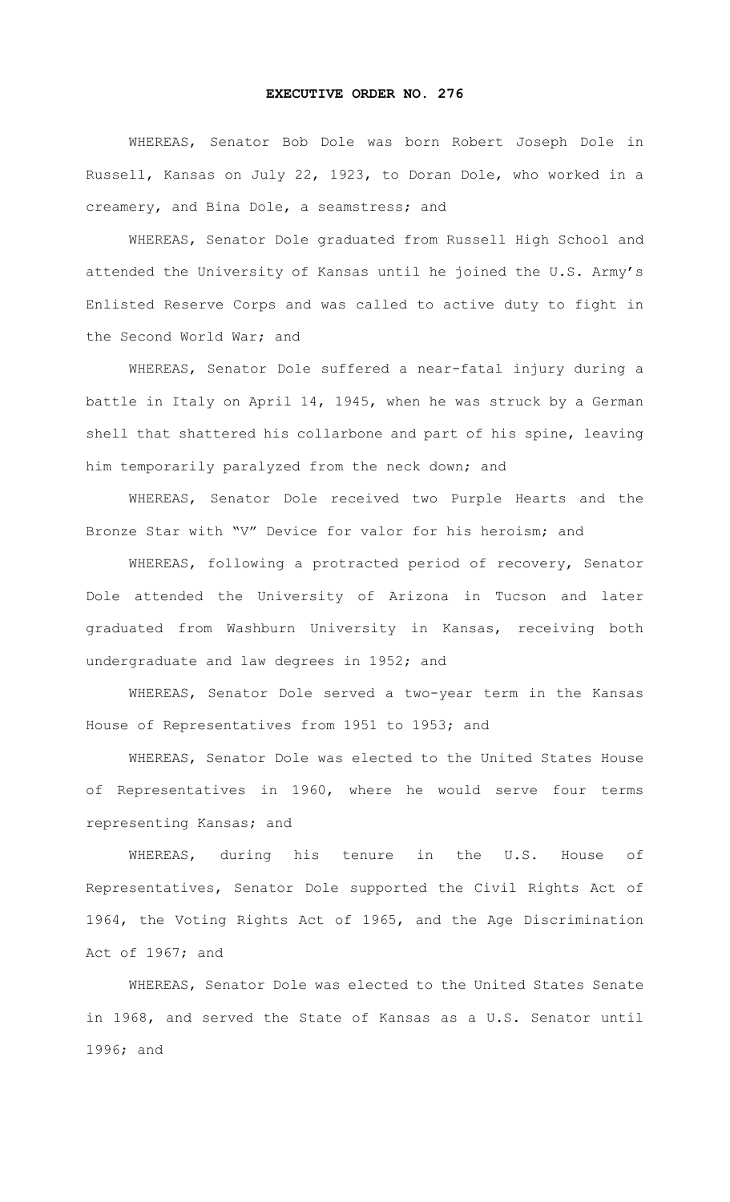# EXECUTIVE ORDER NO. 276

WHEREAS, Senator Bob Dole was born Robert Joseph Dole in Russell, Kansas on July 22, 1923, to Doran Dole, who worked in a creamery, and Bina Dole, a seamstress; and

WHEREAS, Senator Dole graduated from Russell High School and attended the University of Kansas until he joined the U.S. Army's Enlisted Reserve Corps and was called to active duty to fight in the Second World War; and

WHEREAS, Senator Dole suffered a near-fatal injury during a battle in Italy on April 14, 1945, when he was struck by a German shell that shattered his collarbone and part of his spine, leaving him temporarily paralyzed from the neck down; and

WHEREAS, Senator Dole received two Purple Hearts and the Bronze Star with "V" Device for valor for his heroism; and

WHEREAS, following a protracted period of recovery, Senator Dole attended the University of Arizona in Tucson and later graduated from Washburn University in Kansas, receiving both undergraduate and law degrees in 1952; and

WHEREAS, Senator Dole served a two-year term in the Kansas House of Representatives from 1951 to 1953; and

WHEREAS, Senator Dole was elected to the United States House of Representatives in 1960, where he would serve four terms representing Kansas; and

WHEREAS, during his tenure in the U.S. House of Representatives, Senator Dole supported the Civil Rights Act of 1964, the Voting Rights Act of 1965, and the Age Discrimination Act of 1967; and

WHEREAS, Senator Dole was elected to the United States Senate in 1968, and served the State of Kansas as a U.S. Senator until 1996; and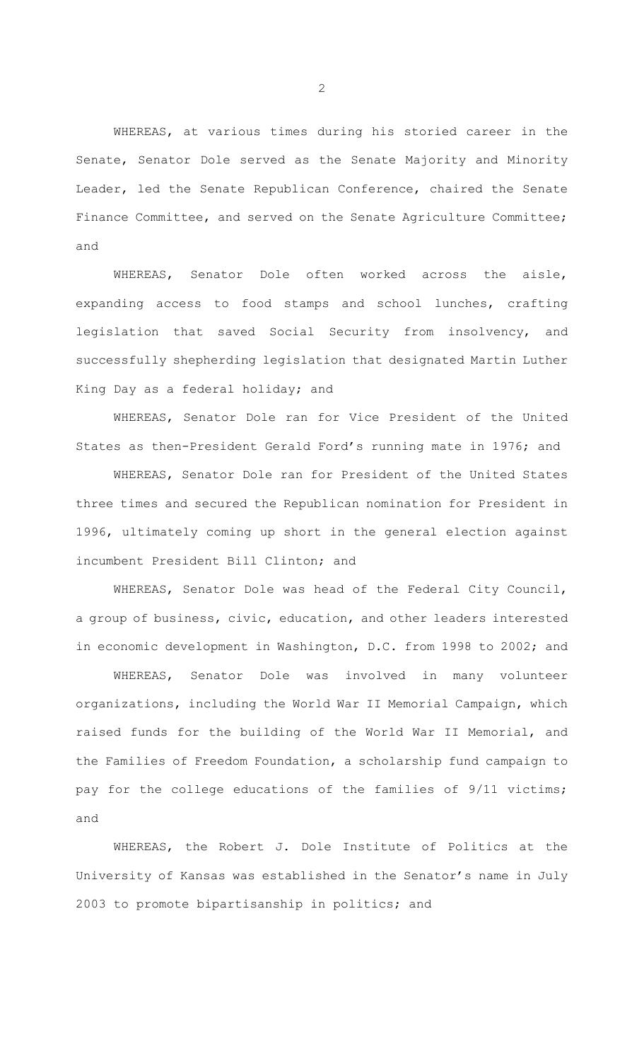WHEREAS, at various times during his storied career in the Senate, Senator Dole served as the Senate Majority and Minority Leader, led the Senate Republican Conference, chaired the Senate Finance Committee, and served on the Senate Agriculture Committee; and

WHEREAS, Senator Dole often worked across the aisle, expanding access to food stamps and school lunches, crafting legislation that saved Social Security from insolvency, and successfully shepherding legislation that designated Martin Luther King Day as a federal holiday; and

WHEREAS, Senator Dole ran for Vice President of the United States as then-President Gerald Ford's running mate in 1976; and

WHEREAS, Senator Dole ran for President of the United States three times and secured the Republican nomination for President in 1996, ultimately coming up short in the general election against incumbent President Bill Clinton; and

WHEREAS, Senator Dole was head of the Federal City Council, a group of business, civic, education, and other leaders interested in economic development in Washington, D.C. from 1998 to 2002; and

WHEREAS, Senator Dole was involved in many volunteer organizations, including the World War II Memorial Campaign, which raised funds for the building of the World War II Memorial, and the Families of Freedom Foundation, a scholarship fund campaign to pay for the college educations of the families of 9/11 victims; and

WHEREAS, the Robert J. Dole Institute of Politics at the University of Kansas was established in the Senator's name in July 2003 to promote bipartisanship in politics; and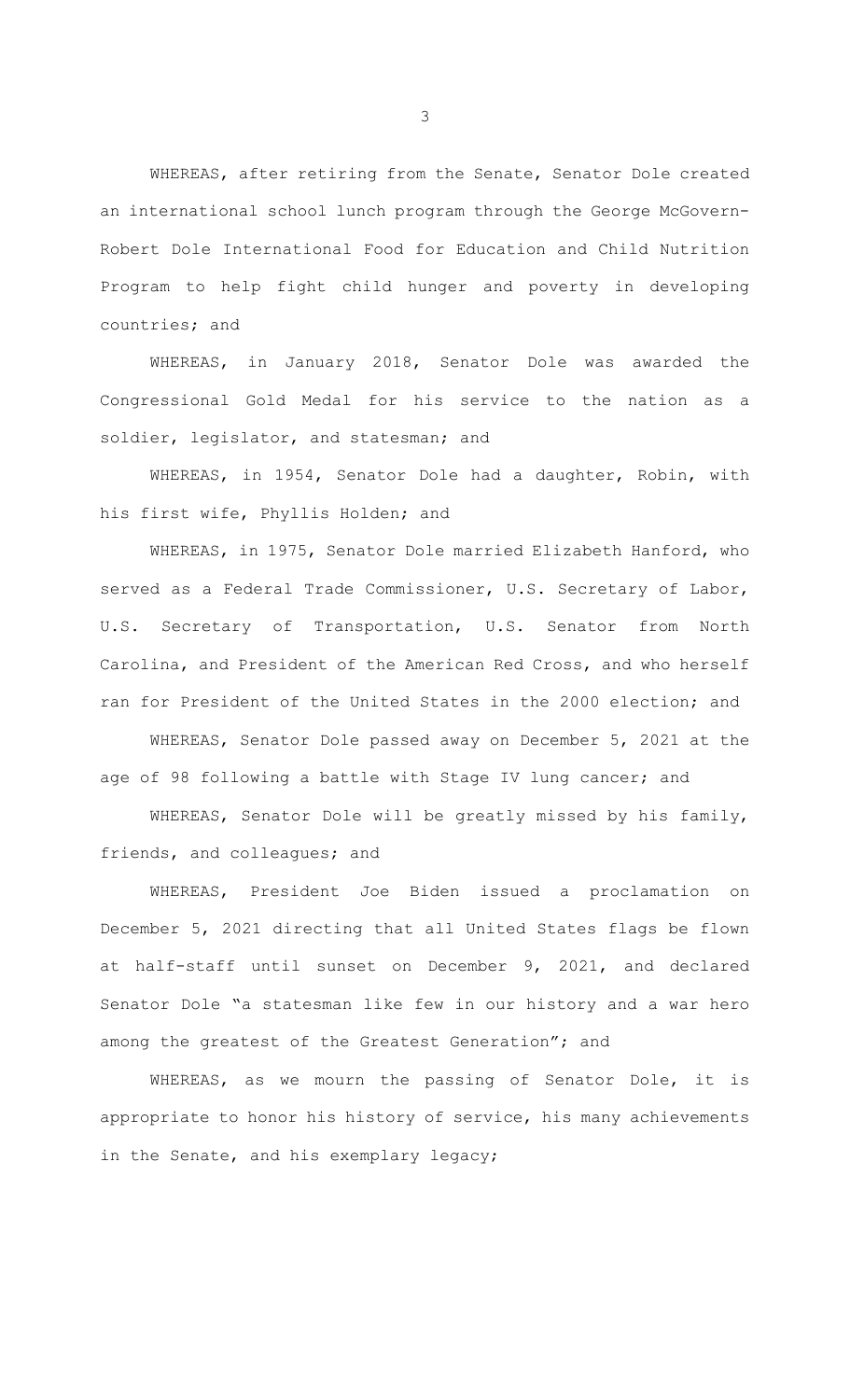WHEREAS, after retiring from the Senate, Senator Dole created an international school lunch program through the George McGovern-Robert Dole International Food for Education and Child Nutrition Program to help fight child hunger and poverty in developing countries; and

WHEREAS, in January 2018, Senator Dole was awarded the Congressional Gold Medal for his service to the nation as a soldier, legislator, and statesman; and

WHEREAS, in 1954, Senator Dole had a daughter, Robin, with his first wife, Phyllis Holden; and

WHEREAS, in 1975, Senator Dole married Elizabeth Hanford, who served as a Federal Trade Commissioner, U.S. Secretary of Labor, U.S. Secretary of Transportation, U.S. Senator from North Carolina, and President of the American Red Cross, and who herself ran for President of the United States in the 2000 election; and

WHEREAS, Senator Dole passed away on December 5, 2021 at the age of 98 following a battle with Stage IV lung cancer; and

WHEREAS, Senator Dole will be greatly missed by his family, friends, and colleagues; and

WHEREAS, President Joe Biden issued a proclamation on December 5, 2021 directing that all United States flags be flown at half-staff until sunset on December 9, 2021, and declared Senator Dole "a statesman like few in our history and a war hero among the greatest of the Greatest Generation"; and

WHEREAS, as we mourn the passing of Senator Dole, it is appropriate to honor his history of service, his many achievements in the Senate, and his exemplary legacy;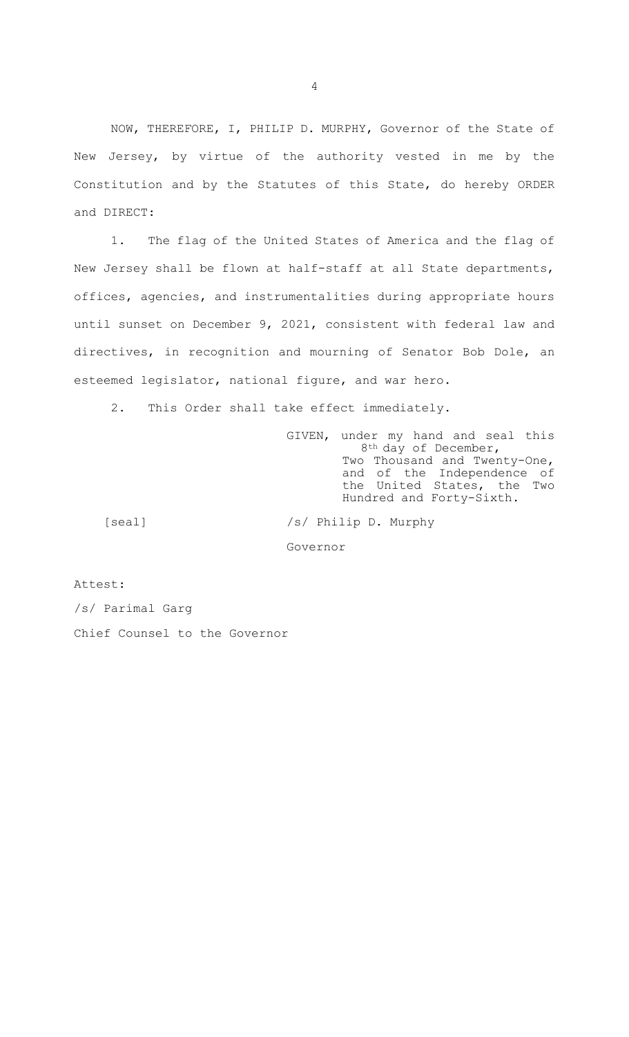NOW, THEREFORE, I, PHILIP D. MURPHY, Governor of the State of New Jersey, by virtue of the authority vested in me by the Constitution and by the Statutes of this State, do hereby ORDER and DIRECT:

1. The flag of the United States of America and the flag of New Jersey shall be flown at half-staff at all State departments, offices, agencies, and instrumentalities during appropriate hours until sunset on December 9, 2021, consistent with federal law and directives, in recognition and mourning of Senator Bob Dole, an esteemed legislator, national figure, and war hero.

2. This Order shall take effect immediately.

GIVEN, under my hand and seal this 8th day of December, Two Thousand and Twenty-One, and of the Independence of the United States, the Two Hundred and Forty-Sixth.

[seal]

/s/ Philip D. Murphy

Governor

Attest:

/s/ Parimal Garg

Chief Counsel to the Governor